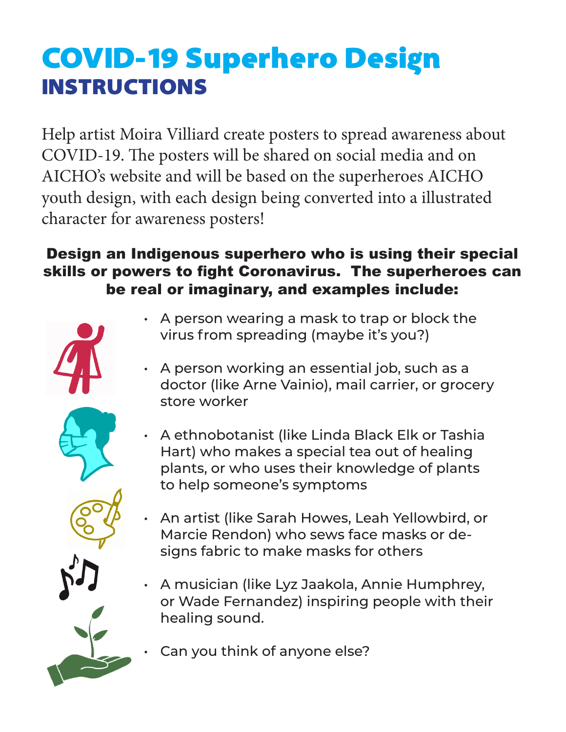# COVID-19 Superhero Design
## INSTRUCTIONS

Help artist Moira Villiard create posters to spread awareness about COVID-19. The posters will be shared on social media and on AICHO's website and will be based on the superheroes AICHO youth design, with each design being converted into a illustrated character for awareness posters!

**Design an Indigenous superhero who is using their special skills or powers to fight Coronavirus. The superheroes can be real or imaginary, and examples include:**

- A person wearing a mask to trap or block the virus from spreading (maybe it's you?)
- A person working an essential job, such as a doctor (like Arne Vainio), mail carrier, or grocery store worker
- A ethnobotanist (like Linda Black Elk or Tashia Hart) who makes a special tea out of healing plants, or who uses their knowledge of plants to help someone's symptoms
- An artist (like Sarah Howes, Leah Yellowbird, or Marcie Rendon) who sews face masks or designs fabric to make masks for others
- A musician (like Lyz Jaakola, Annie Humphrey, or Wade Fernandez) inspiring people with their healing sound.
- Can you think of anyone else?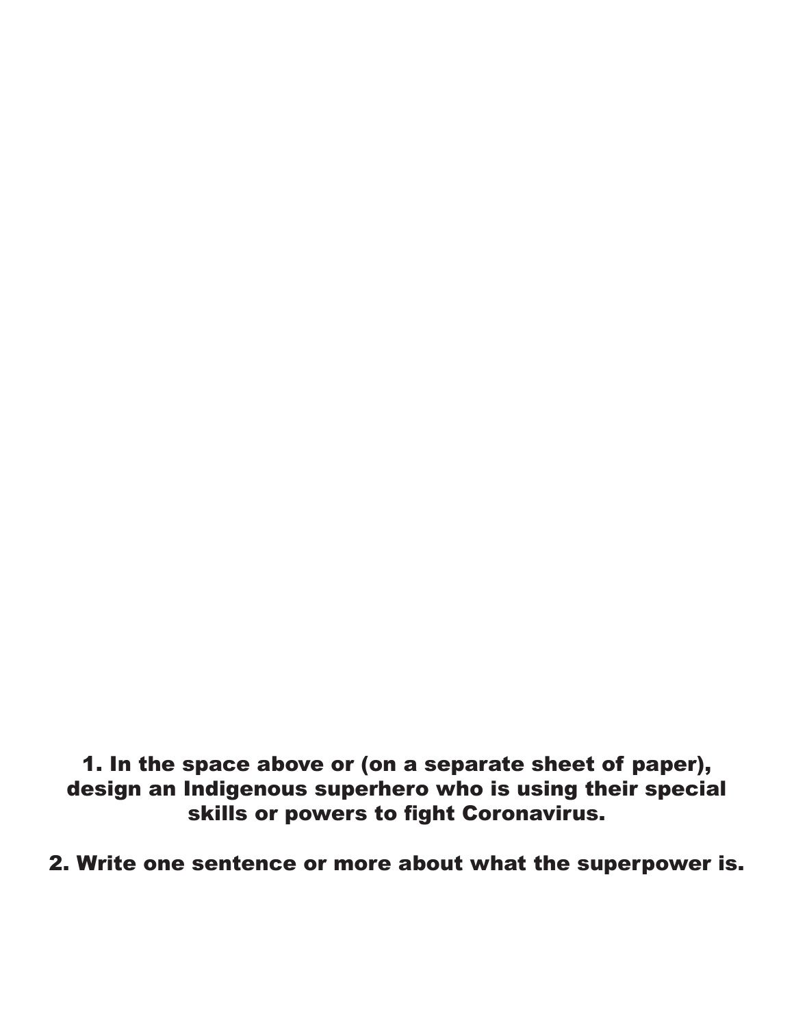1. In the space above or (on a separate sheet of paper), design an Indigenous superhero who is using their special skills or powers to fight Coronavirus.

2. Write one sentence or more about what the superpower is.